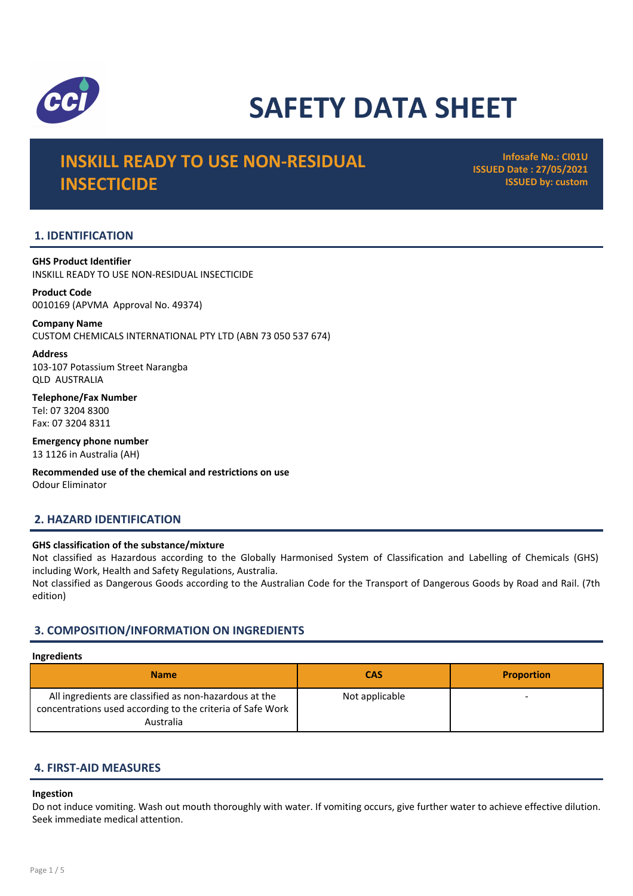# SAFETY DATA SHEET

## INSKILL READY TO USE NON-RESIDUAL INSECTICIDE

**Infosafe No.: CI01U**
**ISSUED Date : 27/05/2021**
**ISSUED by: custom**

## 1. IDENTIFICATION

**GHS Product Identifier**
INSKILL READY TO USE NON-RESIDUAL INSECTICIDE

**Product Code**
0010169 (APVMA Approval No. 49374)

**Company Name**
CUSTOM CHEMICALS INTERNATIONAL PTY LTD (ABN 73 050 537 674)

**Address**
103-107 Potassium Street Narangba
QLD AUSTRALIA

**Telephone/Fax Number**
Tel: 07 3204 8300
Fax: 07 3204 8311

**Emergency phone number**
13 1126 in Australia (AH)

**Recommended use of the chemical and restrictions on use**
Odour Eliminator

## 2. HAZARD IDENTIFICATION

**GHS classification of the substance/mixture**
Not classified as Hazardous according to the Globally Harmonised System of Classification and Labelling of Chemicals (GHS) including Work, Health and Safety Regulations, Australia.
Not classified as Dangerous Goods according to the Australian Code for the Transport of Dangerous Goods by Road and Rail. (7th edition)

## 3. COMPOSITION/INFORMATION ON INGREDIENTS

**Ingredients**

| Name | CAS | Proportion |
|---|---|---|
| All ingredients are classified as non-hazardous at the concentrations used according to the criteria of Safe Work Australia | Not applicable | - |

## 4. FIRST-AID MEASURES

**Ingestion**
Do not induce vomiting. Wash out mouth thoroughly with water. If vomiting occurs, give further water to achieve effective dilution. Seek immediate medical attention.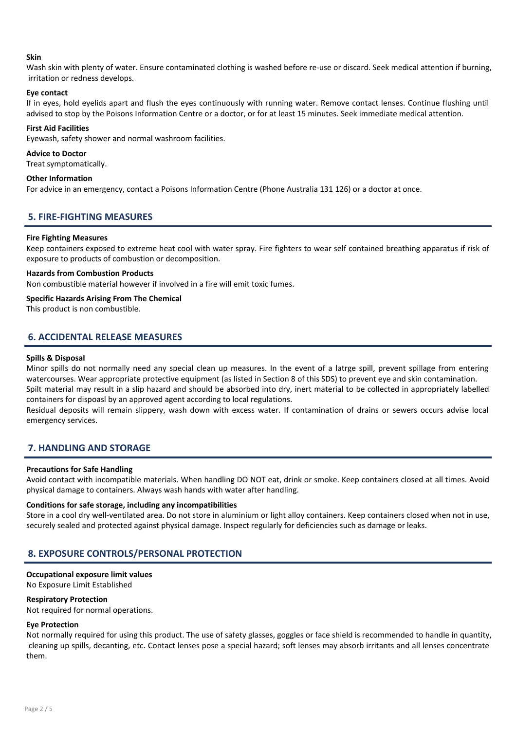**Skin**

Wash skin with plenty of water. Ensure contaminated clothing is washed before re-use or discard. Seek medical attention if burning, irritation or redness develops.

**Eye contact**

If in eyes, hold eyelids apart and flush the eyes continuously with running water. Remove contact lenses. Continue flushing until advised to stop by the Poisons Information Centre or a doctor, or for at least 15 minutes. Seek immediate medical attention.

**First Aid Facilities**

Eyewash, safety shower and normal washroom facilities.

**Advice to Doctor**

Treat symptomatically.

**Other Information**

For advice in an emergency, contact a Poisons Information Centre (Phone Australia 131 126) or a doctor at once.

## 5. FIRE-FIGHTING MEASURES

**Fire Fighting Measures**

Keep containers exposed to extreme heat cool with water spray. Fire fighters to wear self contained breathing apparatus if risk of exposure to products of combustion or decomposition.

**Hazards from Combustion Products**

Non combustible material however if involved in a fire will emit toxic fumes.

**Specific Hazards Arising From The Chemical**

This product is non combustible.

## 6. ACCIDENTAL RELEASE MEASURES

**Spills & Disposal**

Minor spills do not normally need any special clean up measures. In the event of a latrge spill, prevent spillage from entering watercourses. Wear appropriate protective equipment (as listed in Section 8 of this SDS) to prevent eye and skin contamination.
Spilt material may result in a slip hazard and should be absorbed into dry, inert material to be collected in appropriately labelled containers for dispoasl by an approved agent according to local regulations.
Residual deposits will remain slippery, wash down with excess water. If contamination of drains or sewers occurs advise local emergency services.

## 7. HANDLING AND STORAGE

**Precautions for Safe Handling**

Avoid contact with incompatible materials. When handling DO NOT eat, drink or smoke. Keep containers closed at all times. Avoid physical damage to containers. Always wash hands with water after handling.

**Conditions for safe storage, including any incompatibilities**

Store in a cool dry well-ventilated area. Do not store in aluminium or light alloy containers. Keep containers closed when not in use, securely sealed and protected against physical damage. Inspect regularly for deficiencies such as damage or leaks.

## 8. EXPOSURE CONTROLS/PERSONAL PROTECTION

**Occupational exposure limit values**

No Exposure Limit Established

**Respiratory Protection**

Not required for normal operations.

**Eye Protection**

Not normally required for using this product. The use of safety glasses, goggles or face shield is recommended to handle in quantity, cleaning up spills, decanting, etc. Contact lenses pose a special hazard; soft lenses may absorb irritants and all lenses concentrate them.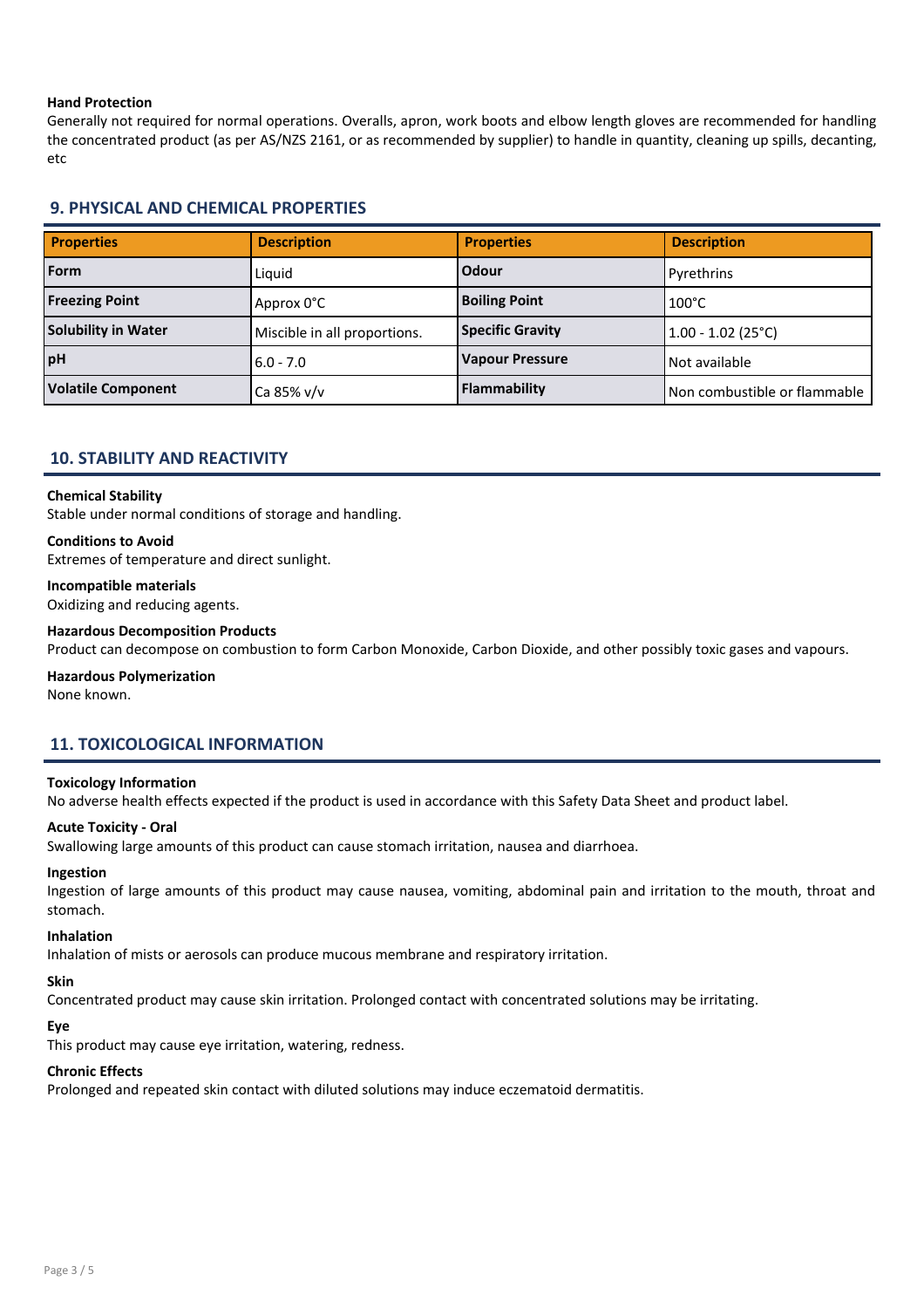**Hand Protection**

Generally not required for normal operations. Overalls, apron, work boots and elbow length gloves are recommended for handling the concentrated product (as per AS/NZS 2161, or as recommended by supplier) to handle in quantity, cleaning up spills, decanting, etc

## 9. PHYSICAL AND CHEMICAL PROPERTIES

| Properties | Description | Properties | Description |
| --- | --- | --- | --- |
| **Form** | Liquid | **Odour** | Pyrethrins |
| **Freezing Point** | Approx 0°C | **Boiling Point** | 100°C |
| **Solubility in Water** | Miscible in all proportions. | **Specific Gravity** | 1.00 - 1.02 (25°C) |
| **pH** | 6.0 - 7.0 | **Vapour Pressure** | Not available |
| **Volatile Component** | Ca 85% v/v | **Flammability** | Non combustible or flammable |

## 10. STABILITY AND REACTIVITY

**Chemical Stability**

Stable under normal conditions of storage and handling.

**Conditions to Avoid**

Extremes of temperature and direct sunlight.

**Incompatible materials**

Oxidizing and reducing agents.

**Hazardous Decomposition Products**

Product can decompose on combustion to form Carbon Monoxide, Carbon Dioxide, and other possibly toxic gases and vapours.

**Hazardous Polymerization**

None known.

## 11. TOXICOLOGICAL INFORMATION

**Toxicology Information**

No adverse health effects expected if the product is used in accordance with this Safety Data Sheet and product label.

**Acute Toxicity - Oral**

Swallowing large amounts of this product can cause stomach irritation, nausea and diarrhoea.

**Ingestion**

Ingestion of large amounts of this product may cause nausea, vomiting, abdominal pain and irritation to the mouth, throat and stomach.

**Inhalation**

Inhalation of mists or aerosols can produce mucous membrane and respiratory irritation.

**Skin**

Concentrated product may cause skin irritation. Prolonged contact with concentrated solutions may be irritating.

**Eye**

This product may cause eye irritation, watering, redness.

**Chronic Effects**

Prolonged and repeated skin contact with diluted solutions may induce eczematoid dermatitis.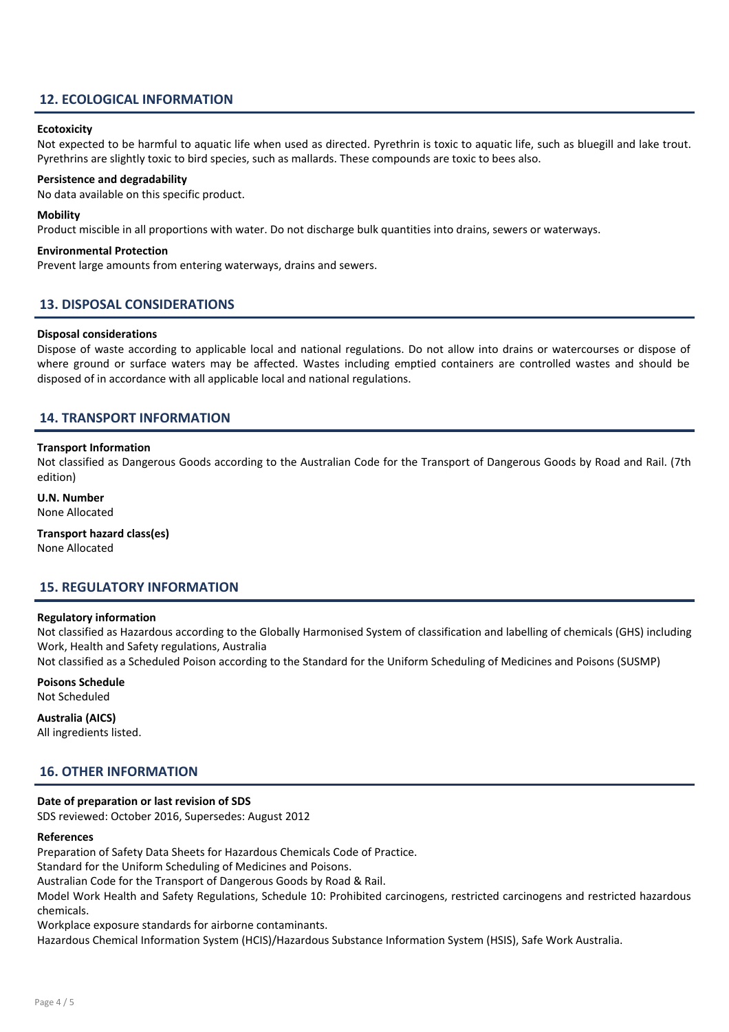## 12. ECOLOGICAL INFORMATION

**Ecotoxicity**

Not expected to be harmful to aquatic life when used as directed. Pyrethrin is toxic to aquatic life, such as bluegill and lake trout. Pyrethrins are slightly toxic to bird species, such as mallards. These compounds are toxic to bees also.

**Persistence and degradability**

No data available on this specific product.

**Mobility**

Product miscible in all proportions with water. Do not discharge bulk quantities into drains, sewers or waterways.

**Environmental Protection**

Prevent large amounts from entering waterways, drains and sewers.

## 13. DISPOSAL CONSIDERATIONS

**Disposal considerations**

Dispose of waste according to applicable local and national regulations. Do not allow into drains or watercourses or dispose of where ground or surface waters may be affected. Wastes including emptied containers are controlled wastes and should be disposed of in accordance with all applicable local and national regulations.

## 14. TRANSPORT INFORMATION

**Transport Information**

Not classified as Dangerous Goods according to the Australian Code for the Transport of Dangerous Goods by Road and Rail. (7th edition)

**U.N. Number**

None Allocated

**Transport hazard class(es)**

None Allocated

## 15. REGULATORY INFORMATION

**Regulatory information**

Not classified as Hazardous according to the Globally Harmonised System of classification and labelling of chemicals (GHS) including Work, Health and Safety regulations, Australia

Not classified as a Scheduled Poison according to the Standard for the Uniform Scheduling of Medicines and Poisons (SUSMP)

**Poisons Schedule**

Not Scheduled

**Australia (AICS)**

All ingredients listed.

## 16. OTHER INFORMATION

**Date of preparation or last revision of SDS**

SDS reviewed: October 2016, Supersedes: August 2012

**References**

Preparation of Safety Data Sheets for Hazardous Chemicals Code of Practice.

Standard for the Uniform Scheduling of Medicines and Poisons.

Australian Code for the Transport of Dangerous Goods by Road & Rail.

Model Work Health and Safety Regulations, Schedule 10: Prohibited carcinogens, restricted carcinogens and restricted hazardous chemicals.

Workplace exposure standards for airborne contaminants.

Hazardous Chemical Information System (HCIS)/Hazardous Substance Information System (HSIS), Safe Work Australia.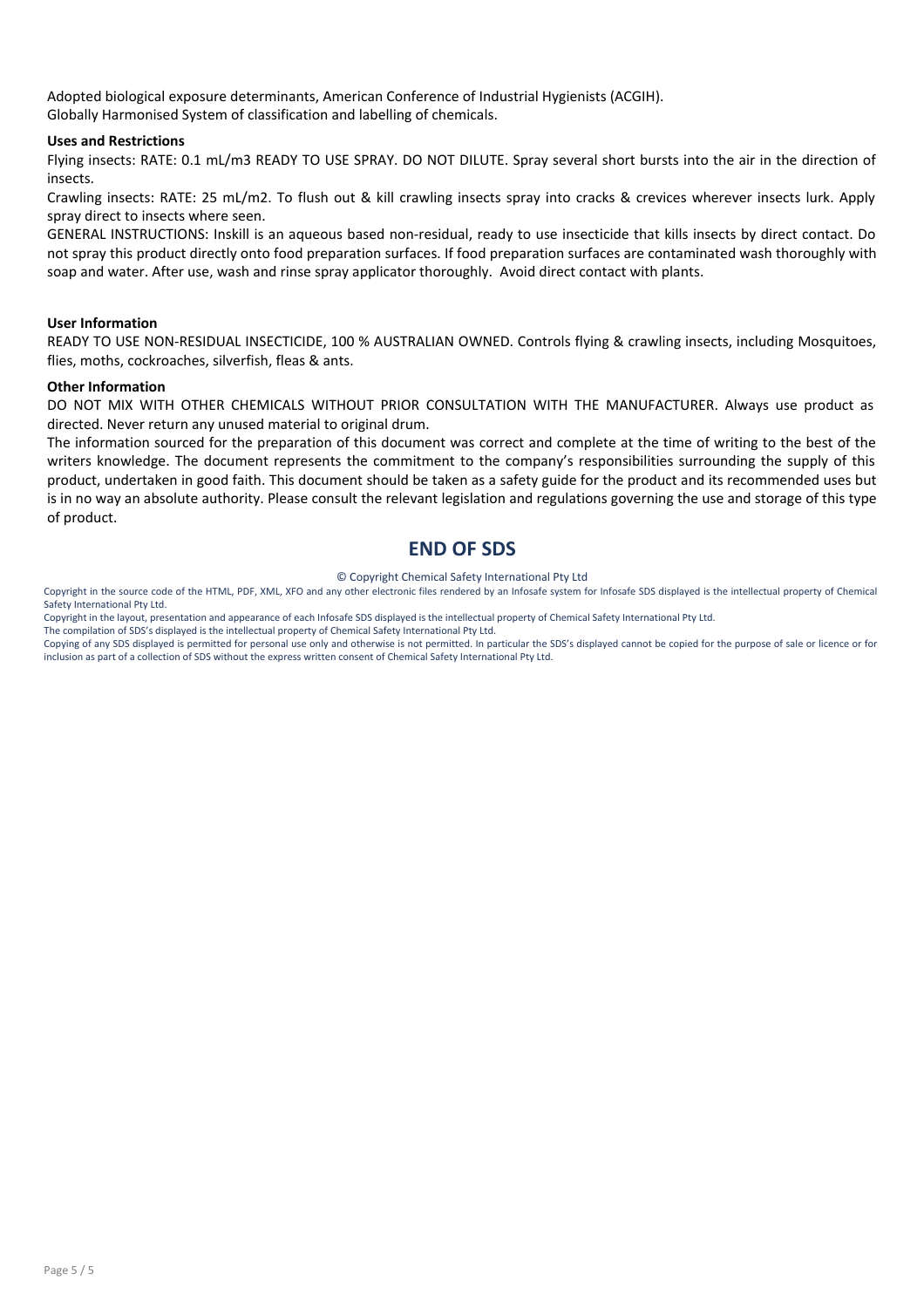Adopted biological exposure determinants, American Conference of Industrial Hygienists (ACGIH).
Globally Harmonised System of classification and labelling of chemicals.

### Uses and Restrictions

Flying insects: RATE: 0.1 mL/m3 READY TO USE SPRAY. DO NOT DILUTE. Spray several short bursts into the air in the direction of insects.

Crawling insects: RATE: 25 mL/m2. To flush out & kill crawling insects spray into cracks & crevices wherever insects lurk. Apply spray direct to insects where seen.

GENERAL INSTRUCTIONS: Inskill is an aqueous based non-residual, ready to use insecticide that kills insects by direct contact. Do not spray this product directly onto food preparation surfaces. If food preparation surfaces are contaminated wash thoroughly with soap and water. After use, wash and rinse spray applicator thoroughly. Avoid direct contact with plants.

### User Information

READY TO USE NON-RESIDUAL INSECTICIDE, 100 % AUSTRALIAN OWNED. Controls flying & crawling insects, including Mosquitoes, flies, moths, cockroaches, silverfish, fleas & ants.

### Other Information

DO NOT MIX WITH OTHER CHEMICALS WITHOUT PRIOR CONSULTATION WITH THE MANUFACTURER. Always use product as directed. Never return any unused material to original drum.

The information sourced for the preparation of this document was correct and complete at the time of writing to the best of the writers knowledge. The document represents the commitment to the company's responsibilities surrounding the supply of this product, undertaken in good faith. This document should be taken as a safety guide for the product and its recommended uses but is in no way an absolute authority. Please consult the relevant legislation and regulations governing the use and storage of this type of product.

## END OF SDS

© Copyright Chemical Safety International Pty Ltd

Copyright in the source code of the HTML, PDF, XML, XFO and any other electronic files rendered by an Infosafe system for Infosafe SDS displayed is the intellectual property of Chemical Safety International Pty Ltd.

Copyright in the layout, presentation and appearance of each Infosafe SDS displayed is the intellectual property of Chemical Safety International Pty Ltd.

The compilation of SDS's displayed is the intellectual property of Chemical Safety International Pty Ltd.

Copying of any SDS displayed is permitted for personal use only and otherwise is not permitted. In particular the SDS's displayed cannot be copied for the purpose of sale or licence or for inclusion as part of a collection of SDS without the express written consent of Chemical Safety International Pty Ltd.